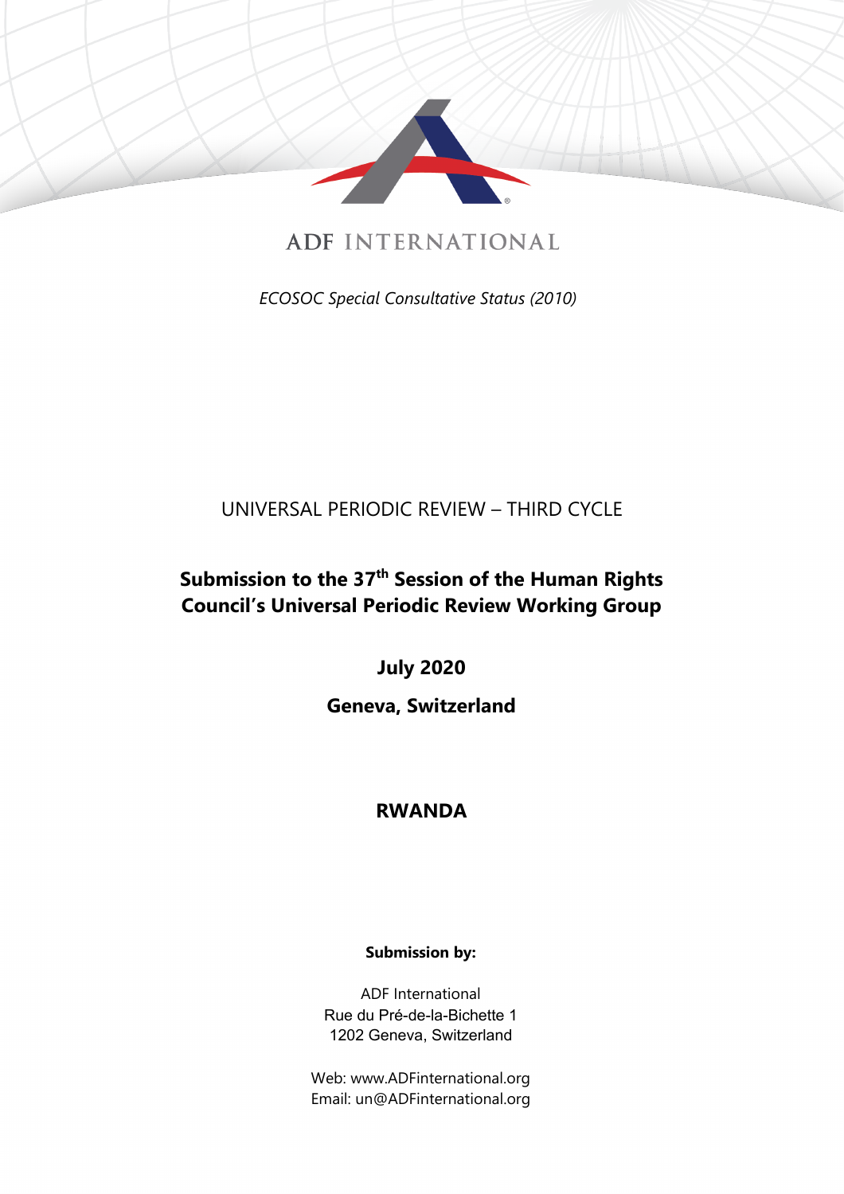ADF INTERNATIONAL

*ECOSOC Special Consultative Status (2010)*

UNIVERSAL PERIODIC REVIEW – THIRD CYCLE

**Submission to the 37th Session of the Human Rights Council's Universal Periodic Review Working Group**

**July 2020**

**Geneva, Switzerland**

**RWANDA**

**Submission by:**

ADF International
Rue du Pré-de-la-Bichette 1
1202 Geneva, Switzerland

Web: www.ADFinternational.org
Email: un@ADFinternational.org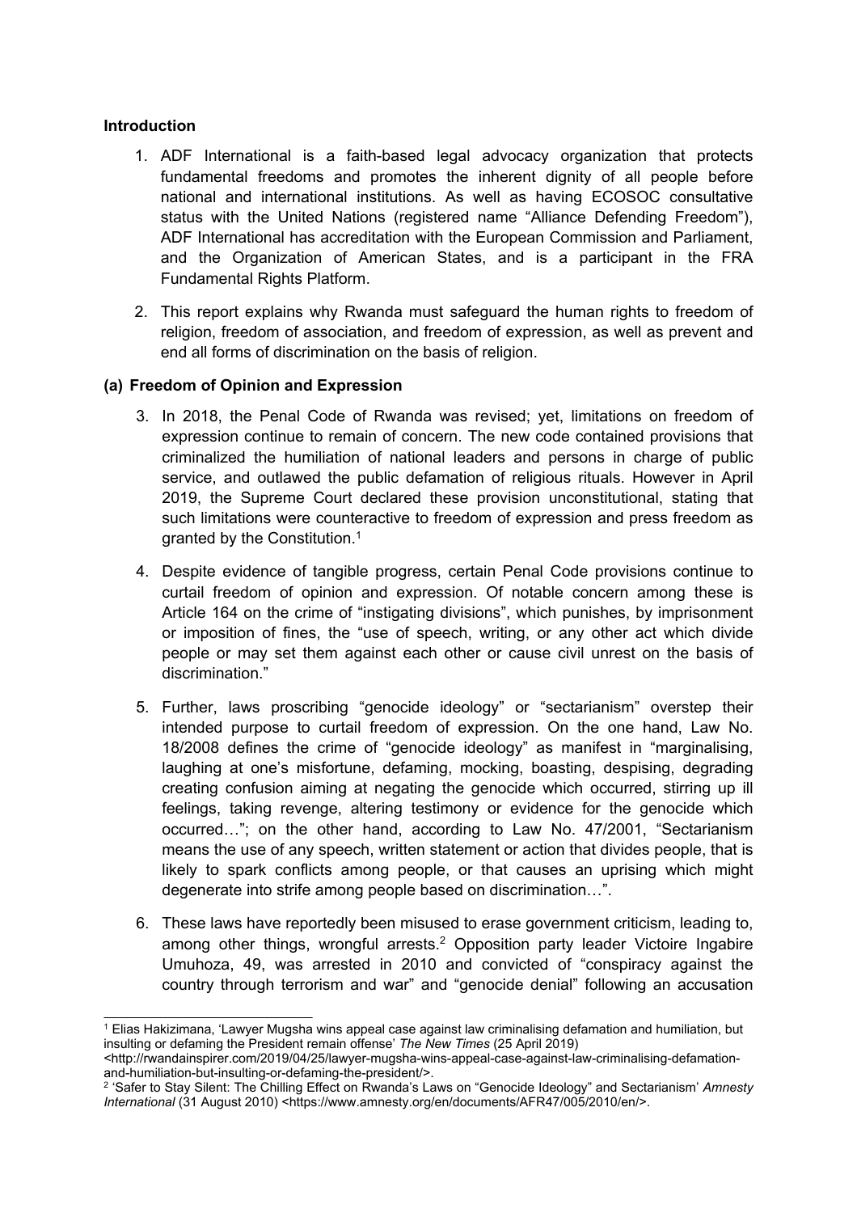## Introduction

1. ADF International is a faith-based legal advocacy organization that protects fundamental freedoms and promotes the inherent dignity of all people before national and international institutions. As well as having ECOSOC consultative status with the United Nations (registered name "Alliance Defending Freedom"), ADF International has accreditation with the European Commission and Parliament, and the Organization of American States, and is a participant in the FRA Fundamental Rights Platform.

2. This report explains why Rwanda must safeguard the human rights to freedom of religion, freedom of association, and freedom of expression, as well as prevent and end all forms of discrimination on the basis of religion.

### (a) Freedom of Opinion and Expression

3. In 2018, the Penal Code of Rwanda was revised; yet, limitations on freedom of expression continue to remain of concern. The new code contained provisions that criminalized the humiliation of national leaders and persons in charge of public service, and outlawed the public defamation of religious rituals. However in April 2019, the Supreme Court declared these provision unconstitutional, stating that such limitations were counteractive to freedom of expression and press freedom as granted by the Constitution.[1]

4. Despite evidence of tangible progress, certain Penal Code provisions continue to curtail freedom of opinion and expression. Of notable concern among these is Article 164 on the crime of "instigating divisions", which punishes, by imprisonment or imposition of fines, the "use of speech, writing, or any other act which divide people or may set them against each other or cause civil unrest on the basis of discrimination."

5. Further, laws proscribing "genocide ideology" or "sectarianism" overstep their intended purpose to curtail freedom of expression. On the one hand, Law No. 18/2008 defines the crime of "genocide ideology" as manifest in "marginalising, laughing at one's misfortune, defaming, mocking, boasting, despising, degrading creating confusion aiming at negating the genocide which occurred, stirring up ill feelings, taking revenge, altering testimony or evidence for the genocide which occurred…"; on the other hand, according to Law No. 47/2001, "Sectarianism means the use of any speech, written statement or action that divides people, that is likely to spark conflicts among people, or that causes an uprising which might degenerate into strife among people based on discrimination…".

6. These laws have reportedly been misused to erase government criticism, leading to, among other things, wrongful arrests.[2] Opposition party leader Victoire Ingabire Umuhoza, 49, was arrested in 2010 and convicted of "conspiracy against the country through terrorism and war" and "genocide denial" following an accusation

---

[1] Elias Hakizimana, 'Lawyer Mugsha wins appeal case against law criminalising defamation and humiliation, but insulting or defaming the President remain offense' *The New Times* (25 April 2019) <http://rwandainspirer.com/2019/04/25/lawyer-mugsha-wins-appeal-case-against-law-criminalising-defamation-and-humiliation-but-insulting-or-defaming-the-president/>.

[2] 'Safer to Stay Silent: The Chilling Effect on Rwanda's Laws on "Genocide Ideology" and Sectarianism' *Amnesty International* (31 August 2010) <https://www.amnesty.org/en/documents/AFR47/005/2010/en/>.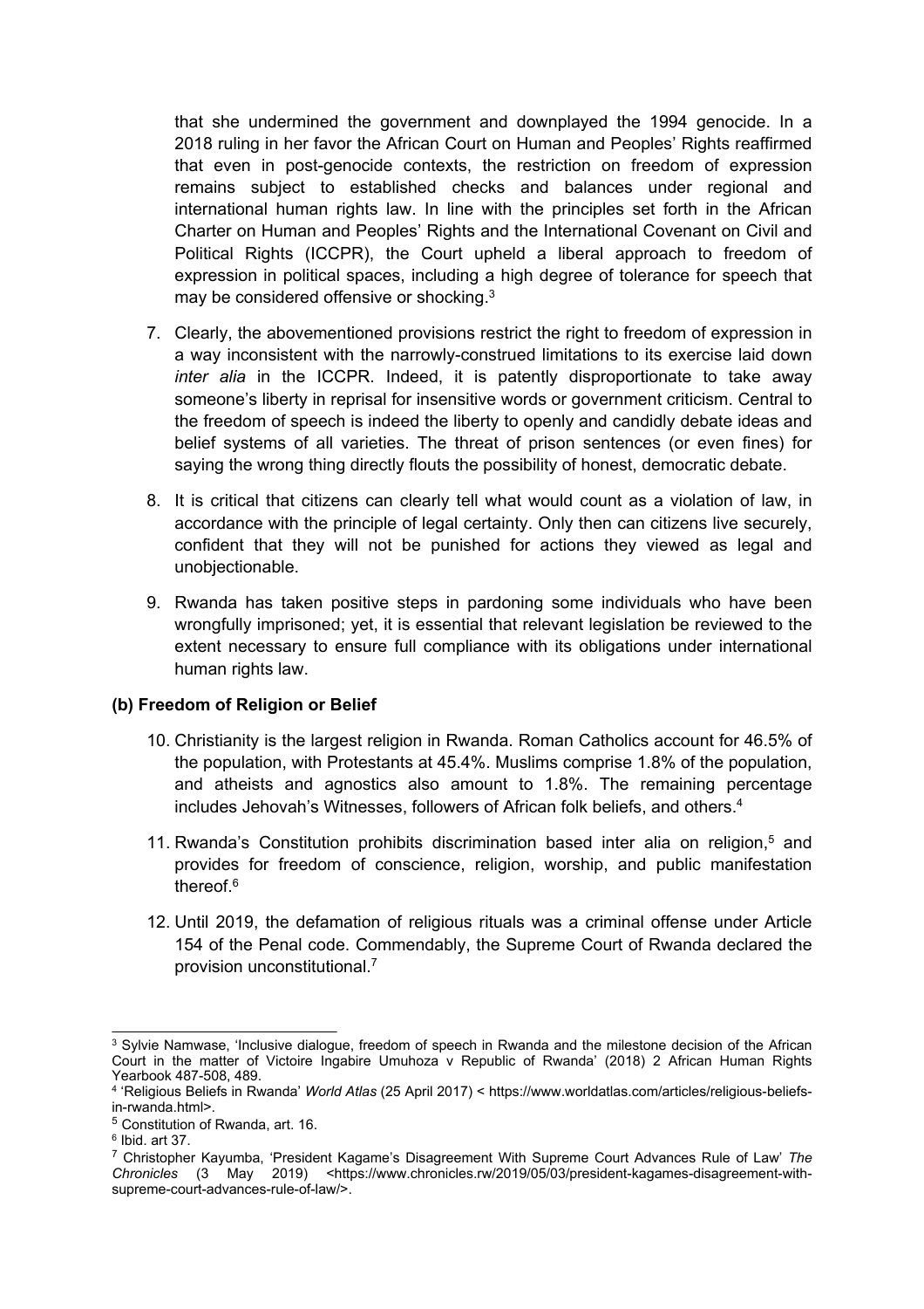that she undermined the government and downplayed the 1994 genocide. In a 2018 ruling in her favor the African Court on Human and Peoples' Rights reaffirmed that even in post-genocide contexts, the restriction on freedom of expression remains subject to established checks and balances under regional and international human rights law. In line with the principles set forth in the African Charter on Human and Peoples' Rights and the International Covenant on Civil and Political Rights (ICCPR), the Court upheld a liberal approach to freedom of expression in political spaces, including a high degree of tolerance for speech that may be considered offensive or shocking.[3]

7. Clearly, the abovementioned provisions restrict the right to freedom of expression in a way inconsistent with the narrowly-construed limitations to its exercise laid down *inter alia* in the ICCPR. Indeed, it is patently disproportionate to take away someone's liberty in reprisal for insensitive words or government criticism. Central to the freedom of speech is indeed the liberty to openly and candidly debate ideas and belief systems of all varieties. The threat of prison sentences (or even fines) for saying the wrong thing directly flouts the possibility of honest, democratic debate.

8. It is critical that citizens can clearly tell what would count as a violation of law, in accordance with the principle of legal certainty. Only then can citizens live securely, confident that they will not be punished for actions they viewed as legal and unobjectionable.

9. Rwanda has taken positive steps in pardoning some individuals who have been wrongfully imprisoned; yet, it is essential that relevant legislation be reviewed to the extent necessary to ensure full compliance with its obligations under international human rights law.

**(b) Freedom of Religion or Belief**

10. Christianity is the largest religion in Rwanda. Roman Catholics account for 46.5% of the population, with Protestants at 45.4%. Muslims comprise 1.8% of the population, and atheists and agnostics also amount to 1.8%. The remaining percentage includes Jehovah's Witnesses, followers of African folk beliefs, and others.[4]

11. Rwanda's Constitution prohibits discrimination based inter alia on religion,[5] and provides for freedom of conscience, religion, worship, and public manifestation thereof.[6]

12. Until 2019, the defamation of religious rituals was a criminal offense under Article 154 of the Penal code. Commendably, the Supreme Court of Rwanda declared the provision unconstitutional.[7]

---

[3] Sylvie Namwase, 'Inclusive dialogue, freedom of speech in Rwanda and the milestone decision of the African Court in the matter of Victoire Ingabire Umuhoza v Republic of Rwanda' (2018) 2 African Human Rights Yearbook 487-508, 489.

[4] 'Religious Beliefs in Rwanda' *World Atlas* (25 April 2017) < https://www.worldatlas.com/articles/religious-beliefs-in-rwanda.html>.

[5] Constitution of Rwanda, art. 16.

[6] Ibid. art 37.

[7] Christopher Kayumba, 'President Kagame's Disagreement With Supreme Court Advances Rule of Law' *The Chronicles* (3 May 2019) <https://www.chronicles.rw/2019/05/03/president-kagames-disagreement-with-supreme-court-advances-rule-of-law/>.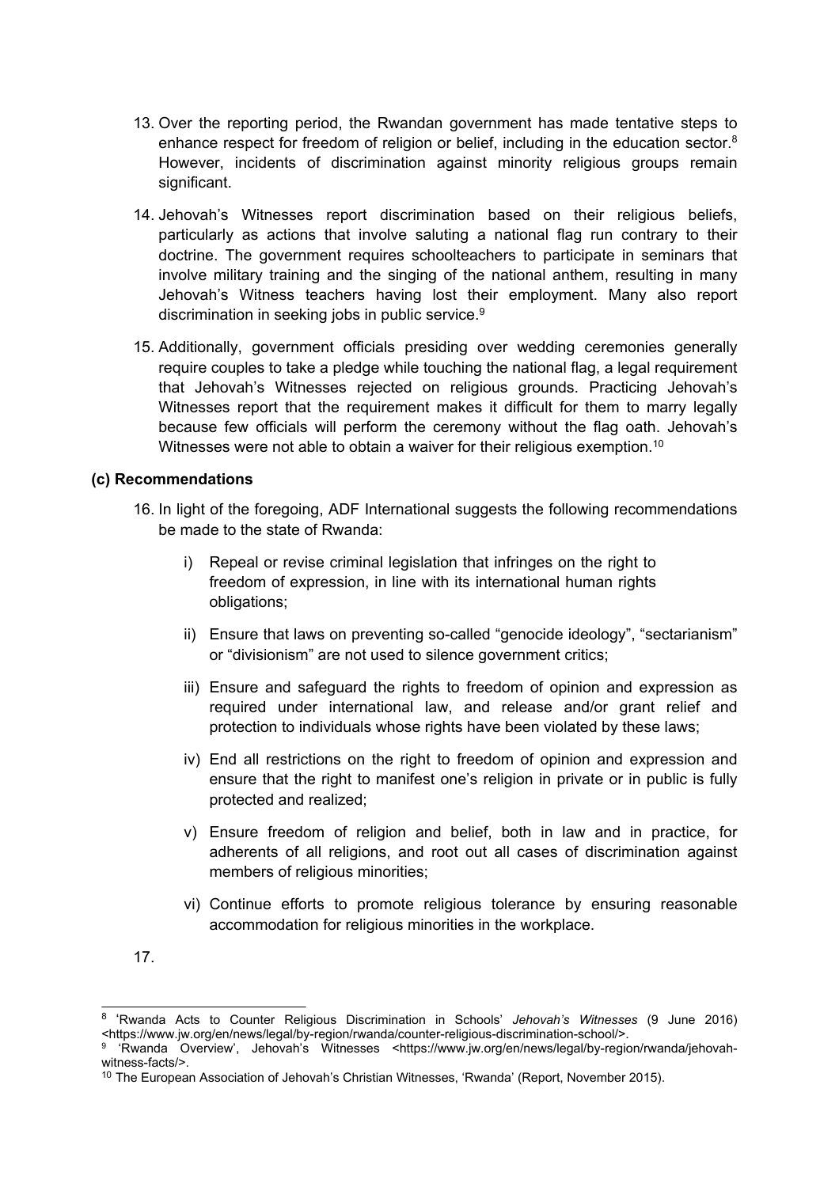13. Over the reporting period, the Rwandan government has made tentative steps to enhance respect for freedom of religion or belief, including in the education sector.[8] However, incidents of discrimination against minority religious groups remain significant.

14. Jehovah's Witnesses report discrimination based on their religious beliefs, particularly as actions that involve saluting a national flag run contrary to their doctrine. The government requires schoolteachers to participate in seminars that involve military training and the singing of the national anthem, resulting in many Jehovah's Witness teachers having lost their employment. Many also report discrimination in seeking jobs in public service.[9]

15. Additionally, government officials presiding over wedding ceremonies generally require couples to take a pledge while touching the national flag, a legal requirement that Jehovah's Witnesses rejected on religious grounds. Practicing Jehovah's Witnesses report that the requirement makes it difficult for them to marry legally because few officials will perform the ceremony without the flag oath. Jehovah's Witnesses were not able to obtain a waiver for their religious exemption.[10]

### (c) Recommendations

16. In light of the foregoing, ADF International suggests the following recommendations be made to the state of Rwanda:

    i) Repeal or revise criminal legislation that infringes on the right to freedom of expression, in line with its international human rights obligations;

    ii) Ensure that laws on preventing so-called "genocide ideology", "sectarianism" or "divisionism" are not used to silence government critics;

    iii) Ensure and safeguard the rights to freedom of opinion and expression as required under international law, and release and/or grant relief and protection to individuals whose rights have been violated by these laws;

    iv) End all restrictions on the right to freedom of opinion and expression and ensure that the right to manifest one's religion in private or in public is fully protected and realized;

    v) Ensure freedom of religion and belief, both in law and in practice, for adherents of all religions, and root out all cases of discrimination against members of religious minorities;

    vi) Continue efforts to promote religious tolerance by ensuring reasonable accommodation for religious minorities in the workplace.

17.

---

[8] 'Rwanda Acts to Counter Religious Discrimination in Schools' *Jehovah's Witnesses* (9 June 2016) <https://www.jw.org/en/news/legal/by-region/rwanda/counter-religious-discrimination-school/>.

[9] 'Rwanda Overview', Jehovah's Witnesses <https://www.jw.org/en/news/legal/by-region/rwanda/jehovah-witness-facts/>.

[10] The European Association of Jehovah's Christian Witnesses, 'Rwanda' (Report, November 2015).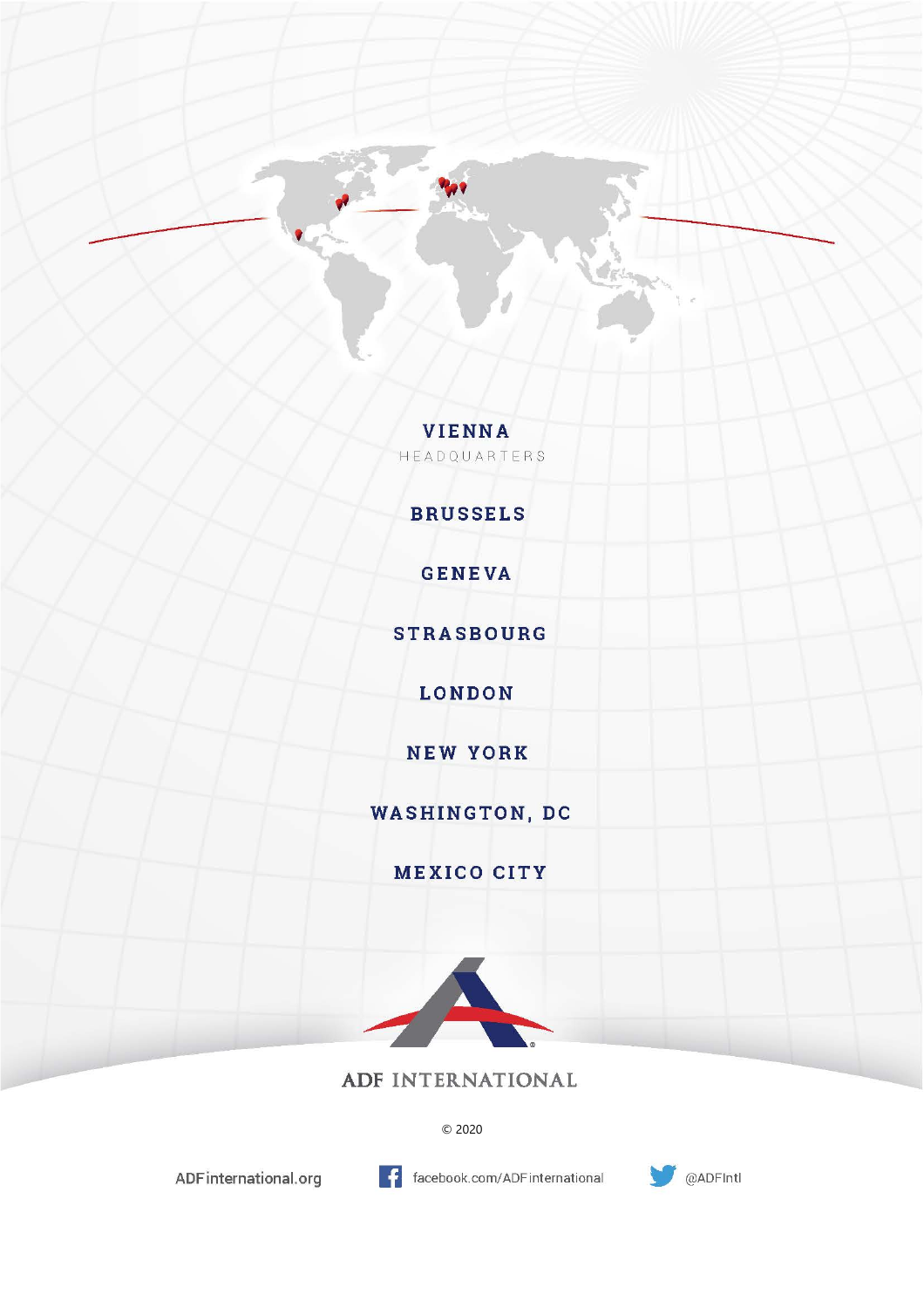**VIENNA**
HEADQUARTERS

**BRUSSELS**

**GENEVA**

**STRASBOURG**

**LONDON**

**NEW YORK**

**WASHINGTON, DC**

**MEXICO CITY**

ADF INTERNATIONAL

© 2020

ADFinternational.org

facebook.com/ADFinternational

@ADFIntl